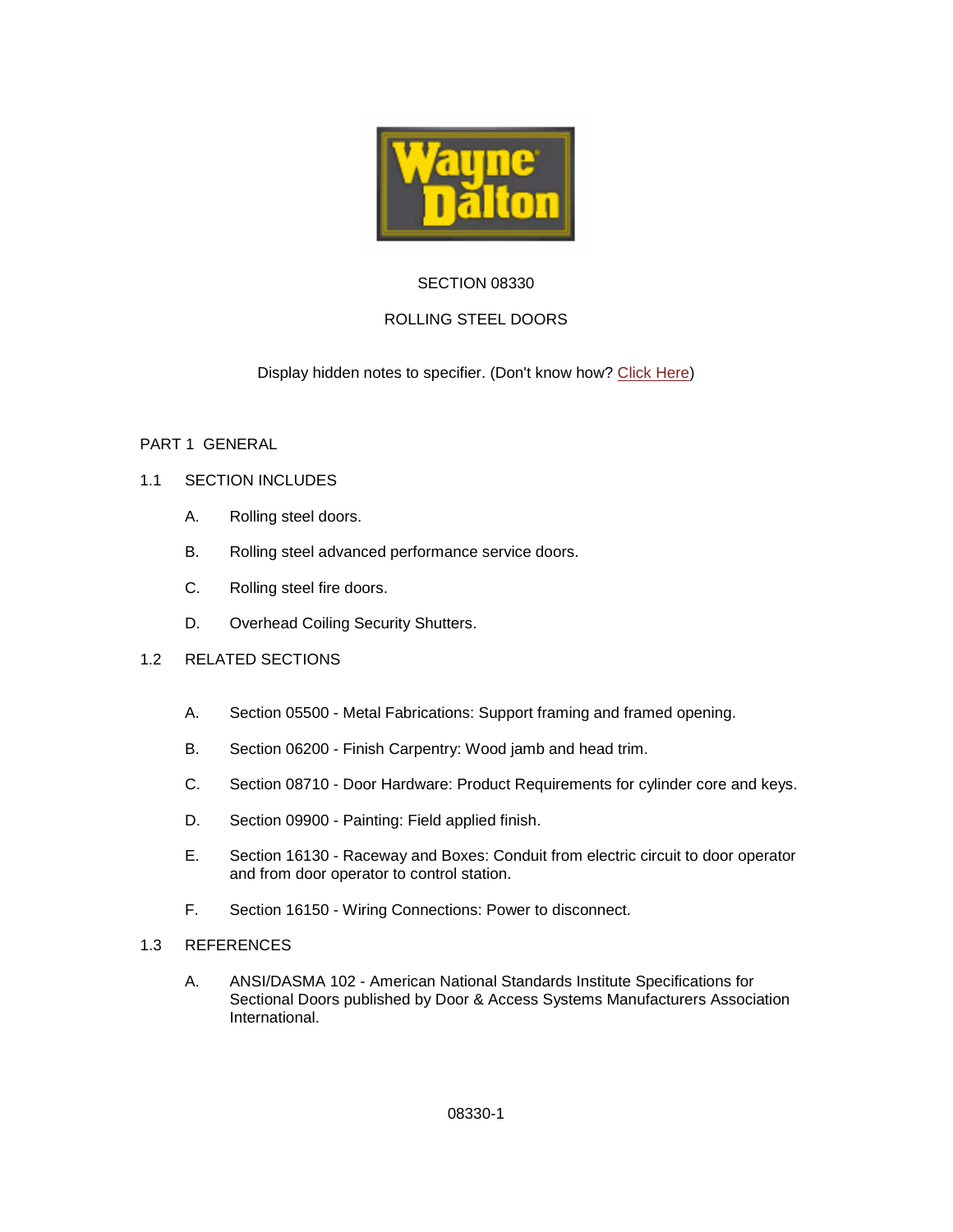SECTION 08330

ROLLING STEEL DOORS

Display hidden notes to specifier. (Don't know how? Click Here)

# PART 1 GENERAL

## 1.1 SECTION INCLUDES

A. Rolling steel doors.

B. Rolling steel advanced performance service doors.

C. Rolling steel fire doors.

D. Overhead Coiling Security Shutters.

## 1.2 RELATED SECTIONS

A. Section 05500 - Metal Fabrications: Support framing and framed opening.

B. Section 06200 - Finish Carpentry: Wood jamb and head trim.

C. Section 08710 - Door Hardware: Product Requirements for cylinder core and keys.

D. Section 09900 - Painting: Field applied finish.

E. Section 16130 - Raceway and Boxes: Conduit from electric circuit to door operator and from door operator to control station.

F. Section 16150 - Wiring Connections: Power to disconnect.

## 1.3 REFERENCES

A. ANSI/DASMA 102 - American National Standards Institute Specifications for Sectional Doors published by Door & Access Systems Manufacturers Association International.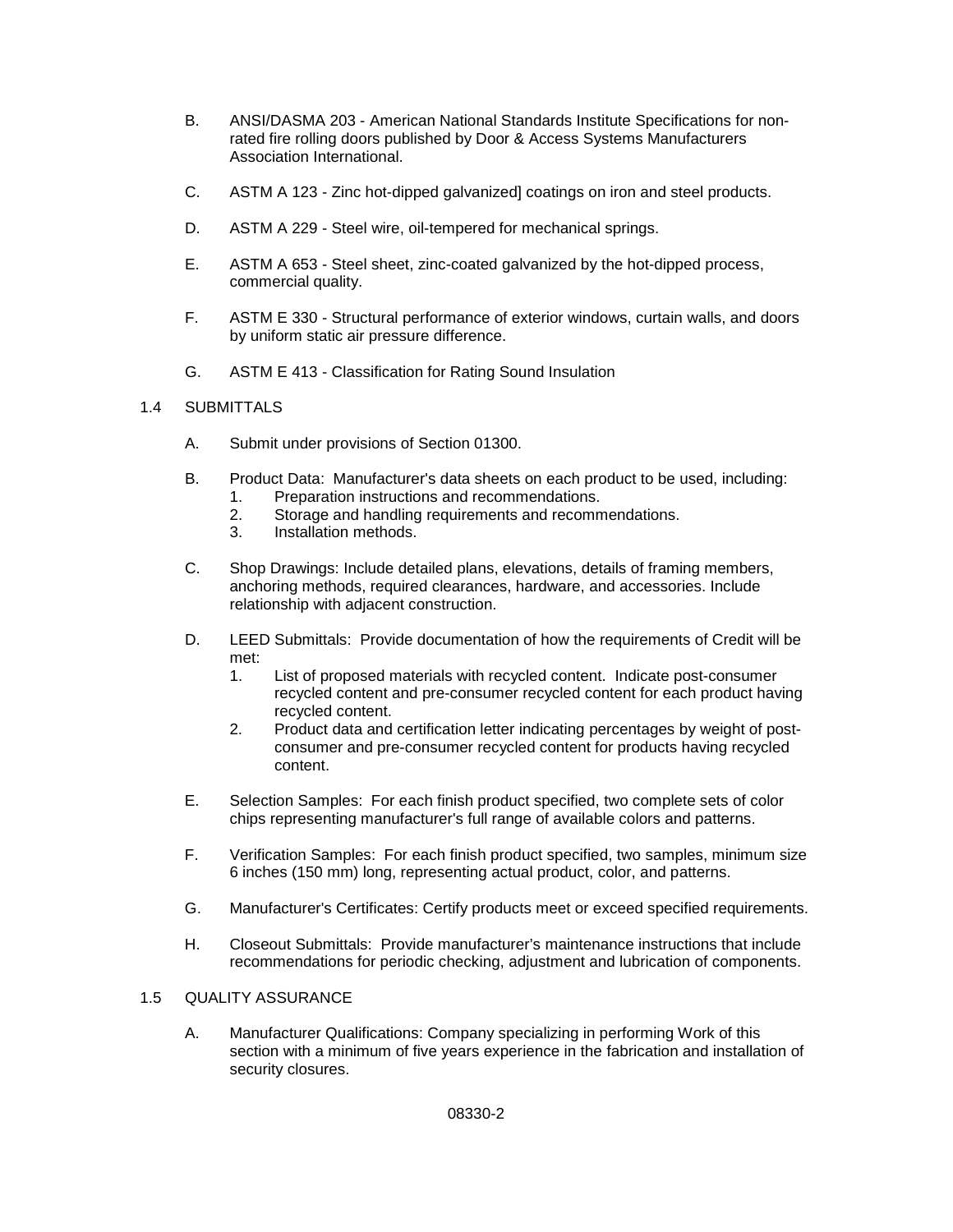B. ANSI/DASMA 203 - American National Standards Institute Specifications for non-rated fire rolling doors published by Door & Access Systems Manufacturers Association International.

C. ASTM A 123 - Zinc hot-dipped galvanized] coatings on iron and steel products.

D. ASTM A 229 - Steel wire, oil-tempered for mechanical springs.

E. ASTM A 653 - Steel sheet, zinc-coated galvanized by the hot-dipped process, commercial quality.

F. ASTM E 330 - Structural performance of exterior windows, curtain walls, and doors by uniform static air pressure difference.

G. ASTM E 413 - Classification for Rating Sound Insulation

## 1.4 SUBMITTALS

A. Submit under provisions of Section 01300.

B. Product Data: Manufacturer's data sheets on each product to be used, including:
   1. Preparation instructions and recommendations.
   2. Storage and handling requirements and recommendations.
   3. Installation methods.

C. Shop Drawings: Include detailed plans, elevations, details of framing members, anchoring methods, required clearances, hardware, and accessories. Include relationship with adjacent construction.

D. LEED Submittals: Provide documentation of how the requirements of Credit will be met:
   1. List of proposed materials with recycled content. Indicate post-consumer recycled content and pre-consumer recycled content for each product having recycled content.
   2. Product data and certification letter indicating percentages by weight of post-consumer and pre-consumer recycled content for products having recycled content.

E. Selection Samples: For each finish product specified, two complete sets of color chips representing manufacturer's full range of available colors and patterns.

F. Verification Samples: For each finish product specified, two samples, minimum size 6 inches (150 mm) long, representing actual product, color, and patterns.

G. Manufacturer's Certificates: Certify products meet or exceed specified requirements.

H. Closeout Submittals: Provide manufacturer's maintenance instructions that include recommendations for periodic checking, adjustment and lubrication of components.

## 1.5 QUALITY ASSURANCE

A. Manufacturer Qualifications: Company specializing in performing Work of this section with a minimum of five years experience in the fabrication and installation of security closures.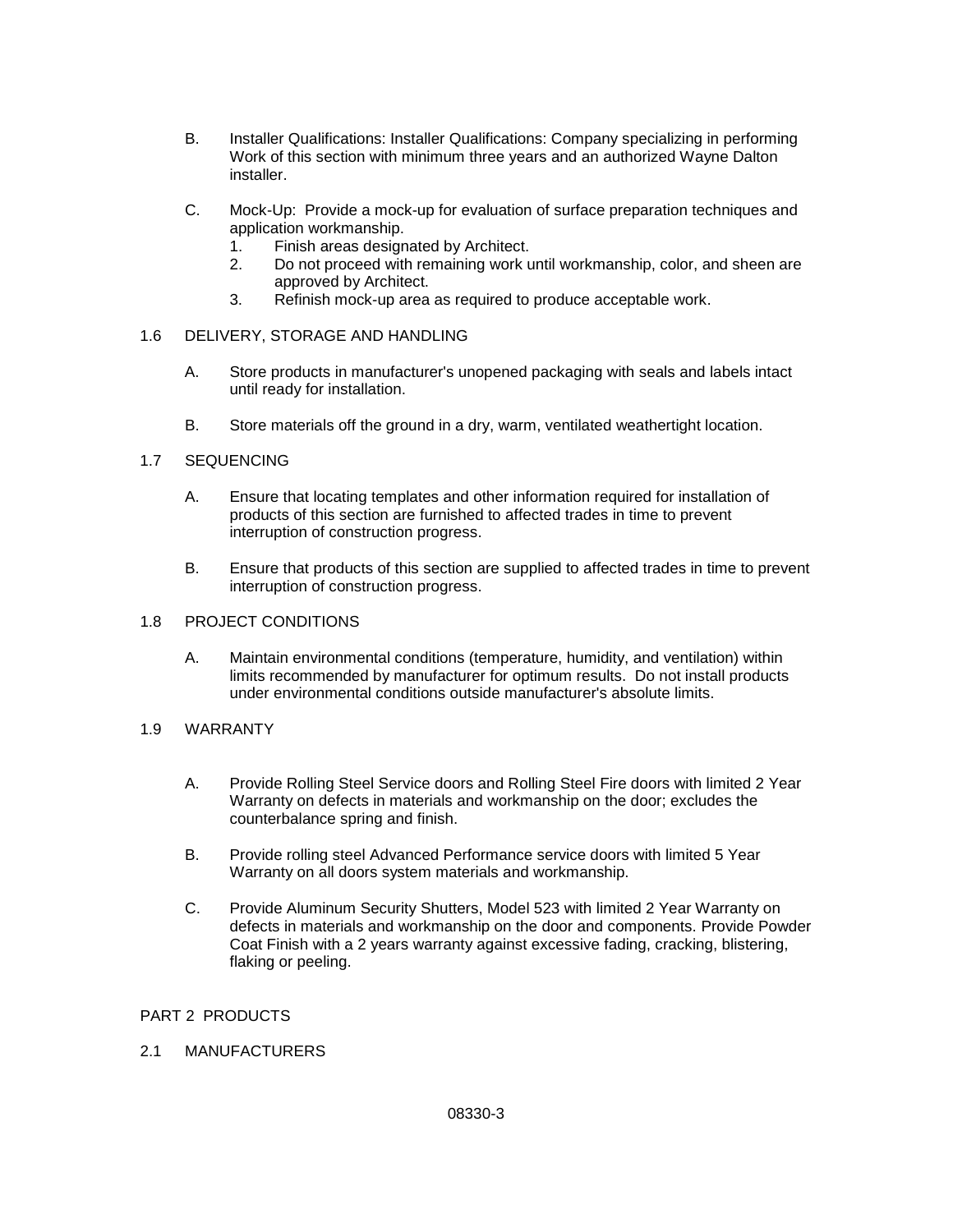B. Installer Qualifications: Installer Qualifications: Company specializing in performing Work of this section with minimum three years and an authorized Wayne Dalton installer.

C. Mock-Up: Provide a mock-up for evaluation of surface preparation techniques and application workmanship.
   1. Finish areas designated by Architect.
   2. Do not proceed with remaining work until workmanship, color, and sheen are approved by Architect.
   3. Refinish mock-up area as required to produce acceptable work.

## 1.6 DELIVERY, STORAGE AND HANDLING

A. Store products in manufacturer's unopened packaging with seals and labels intact until ready for installation.

B. Store materials off the ground in a dry, warm, ventilated weathertight location.

## 1.7 SEQUENCING

A. Ensure that locating templates and other information required for installation of products of this section are furnished to affected trades in time to prevent interruption of construction progress.

B. Ensure that products of this section are supplied to affected trades in time to prevent interruption of construction progress.

## 1.8 PROJECT CONDITIONS

A. Maintain environmental conditions (temperature, humidity, and ventilation) within limits recommended by manufacturer for optimum results. Do not install products under environmental conditions outside manufacturer's absolute limits.

## 1.9 WARRANTY

A. Provide Rolling Steel Service doors and Rolling Steel Fire doors with limited 2 Year Warranty on defects in materials and workmanship on the door; excludes the counterbalance spring and finish.

B. Provide rolling steel Advanced Performance service doors with limited 5 Year Warranty on all doors system materials and workmanship.

C. Provide Aluminum Security Shutters, Model 523 with limited 2 Year Warranty on defects in materials and workmanship on the door and components. Provide Powder Coat Finish with a 2 years warranty against excessive fading, cracking, blistering, flaking or peeling.

# PART 2 PRODUCTS

## 2.1 MANUFACTURERS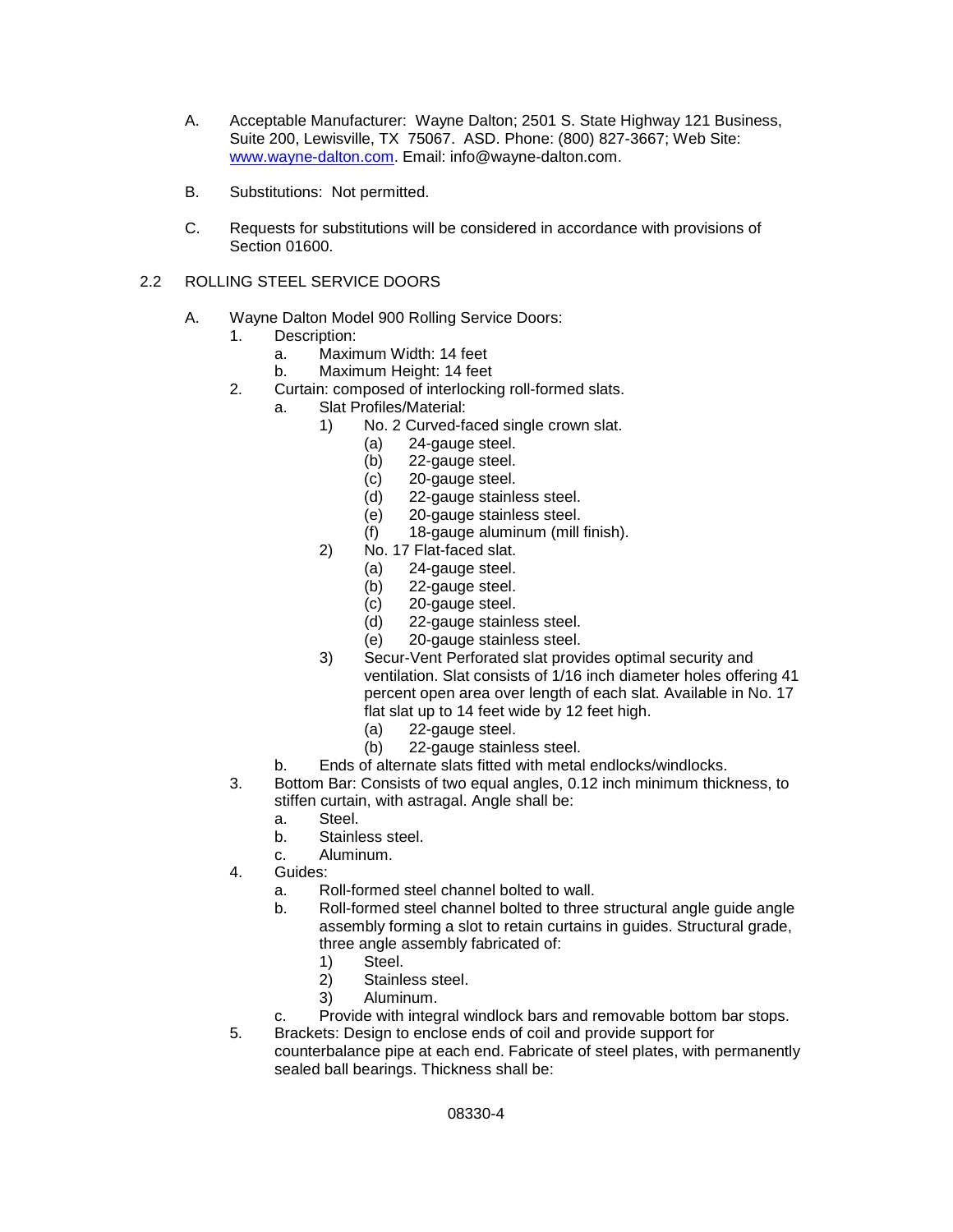A. Acceptable Manufacturer: Wayne Dalton; 2501 S. State Highway 121 Business, Suite 200, Lewisville, TX 75067. ASD. Phone: (800) 827-3667; Web Site: [www.wayne-dalton.com](http://www.wayne-dalton.com). Email: info@wayne-dalton.com.

B. Substitutions: Not permitted.

C. Requests for substitutions will be considered in accordance with provisions of Section 01600.

## 2.2 ROLLING STEEL SERVICE DOORS

A. Wayne Dalton Model 900 Rolling Service Doors:
   1. Description:
      a. Maximum Width: 14 feet
      b. Maximum Height: 14 feet
   2. Curtain: composed of interlocking roll-formed slats.
      a. Slat Profiles/Material:
         1) No. 2 Curved-faced single crown slat.
            (a) 24-gauge steel.
            (b) 22-gauge steel.
            (c) 20-gauge steel.
            (d) 22-gauge stainless steel.
            (e) 20-gauge stainless steel.
            (f) 18-gauge aluminum (mill finish).
         2) No. 17 Flat-faced slat.
            (a) 24-gauge steel.
            (b) 22-gauge steel.
            (c) 20-gauge steel.
            (d) 22-gauge stainless steel.
            (e) 20-gauge stainless steel.
         3) Secur-Vent Perforated slat provides optimal security and ventilation. Slat consists of 1/16 inch diameter holes offering 41 percent open area over length of each slat. Available in No. 17 flat slat up to 14 feet wide by 12 feet high.
            (a) 22-gauge steel.
            (b) 22-gauge stainless steel.
      b. Ends of alternate slats fitted with metal endlocks/windlocks.
   3. Bottom Bar: Consists of two equal angles, 0.12 inch minimum thickness, to stiffen curtain, with astragal. Angle shall be:
      a. Steel.
      b. Stainless steel.
      c. Aluminum.
   4. Guides:
      a. Roll-formed steel channel bolted to wall.
      b. Roll-formed steel channel bolted to three structural angle guide angle assembly forming a slot to retain curtains in guides. Structural grade, three angle assembly fabricated of:
         1) Steel.
         2) Stainless steel.
         3) Aluminum.
      c. Provide with integral windlock bars and removable bottom bar stops.
   5. Brackets: Design to enclose ends of coil and provide support for counterbalance pipe at each end. Fabricate of steel plates, with permanently sealed ball bearings. Thickness shall be: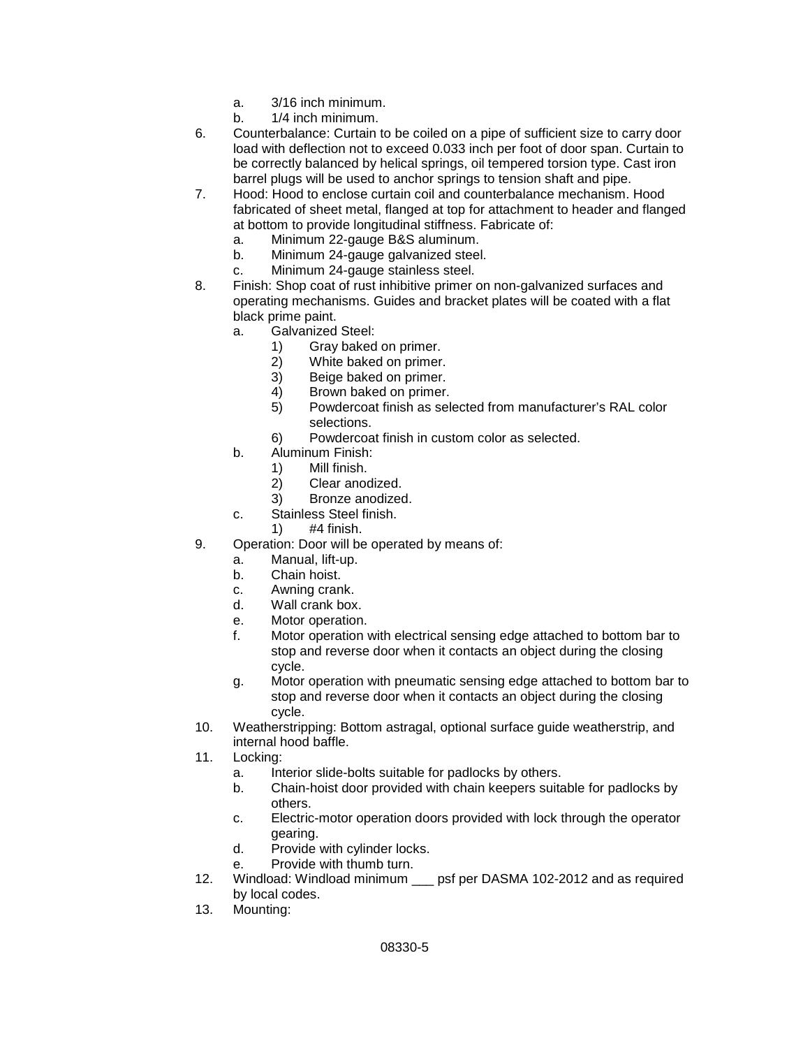a. 3/16 inch minimum.
   b. 1/4 inch minimum.

6. Counterbalance: Curtain to be coiled on a pipe of sufficient size to carry door load with deflection not to exceed 0.033 inch per foot of door span. Curtain to be correctly balanced by helical springs, oil tempered torsion type. Cast iron barrel plugs will be used to anchor springs to tension shaft and pipe.
7. Hood: Hood to enclose curtain coil and counterbalance mechanism. Hood fabricated of sheet metal, flanged at top for attachment to header and flanged at bottom to provide longitudinal stiffness. Fabricate of:
   a. Minimum 22-gauge B&S aluminum.
   b. Minimum 24-gauge galvanized steel.
   c. Minimum 24-gauge stainless steel.
8. Finish: Shop coat of rust inhibitive primer on non-galvanized surfaces and operating mechanisms. Guides and bracket plates will be coated with a flat black prime paint.
   a. Galvanized Steel:
      1) Gray baked on primer.
      2) White baked on primer.
      3) Beige baked on primer.
      4) Brown baked on primer.
      5) Powdercoat finish as selected from manufacturer's RAL color selections.
      6) Powdercoat finish in custom color as selected.
   b. Aluminum Finish:
      1) Mill finish.
      2) Clear anodized.
      3) Bronze anodized.
   c. Stainless Steel finish.
      1) #4 finish.
9. Operation: Door will be operated by means of:
   a. Manual, lift-up.
   b. Chain hoist.
   c. Awning crank.
   d. Wall crank box.
   e. Motor operation.
   f. Motor operation with electrical sensing edge attached to bottom bar to stop and reverse door when it contacts an object during the closing cycle.
   g. Motor operation with pneumatic sensing edge attached to bottom bar to stop and reverse door when it contacts an object during the closing cycle.
10. Weatherstripping: Bottom astragal, optional surface guide weatherstrip, and internal hood baffle.
11. Locking:
    a. Interior slide-bolts suitable for padlocks by others.
    b. Chain-hoist door provided with chain keepers suitable for padlocks by others.
    c. Electric-motor operation doors provided with lock through the operator gearing.
    d. Provide with cylinder locks.
    e. Provide with thumb turn.
12. Windload: Windload minimum ___ psf per DASMA 102-2012 and as required by local codes.
13. Mounting: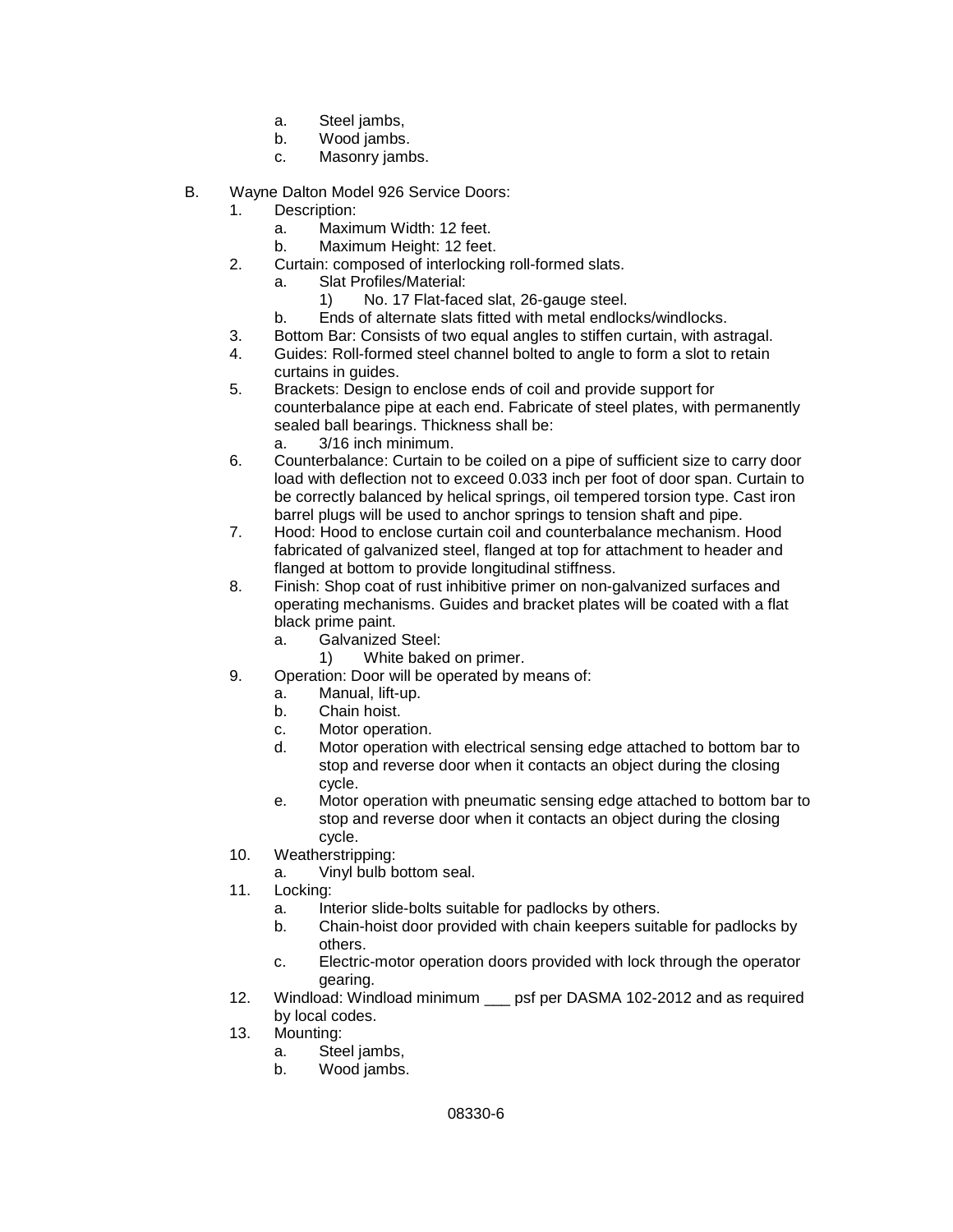a. Steel jambs,
b. Wood jambs.
c. Masonry jambs.

B. Wayne Dalton Model 926 Service Doors:

1. Description:
   a. Maximum Width: 12 feet.
   b. Maximum Height: 12 feet.
2. Curtain: composed of interlocking roll-formed slats.
   a. Slat Profiles/Material:
      1) No. 17 Flat-faced slat, 26-gauge steel.
   b. Ends of alternate slats fitted with metal endlocks/windlocks.
3. Bottom Bar: Consists of two equal angles to stiffen curtain, with astragal.
4. Guides: Roll-formed steel channel bolted to angle to form a slot to retain curtains in guides.
5. Brackets: Design to enclose ends of coil and provide support for counterbalance pipe at each end. Fabricate of steel plates, with permanently sealed ball bearings. Thickness shall be:
   a. 3/16 inch minimum.
6. Counterbalance: Curtain to be coiled on a pipe of sufficient size to carry door load with deflection not to exceed 0.033 inch per foot of door span. Curtain to be correctly balanced by helical springs, oil tempered torsion type. Cast iron barrel plugs will be used to anchor springs to tension shaft and pipe.
7. Hood: Hood to enclose curtain coil and counterbalance mechanism. Hood fabricated of galvanized steel, flanged at top for attachment to header and flanged at bottom to provide longitudinal stiffness.
8. Finish: Shop coat of rust inhibitive primer on non-galvanized surfaces and operating mechanisms. Guides and bracket plates will be coated with a flat black prime paint.
   a. Galvanized Steel:
      1) White baked on primer.
9. Operation: Door will be operated by means of:
   a. Manual, lift-up.
   b. Chain hoist.
   c. Motor operation.
   d. Motor operation with electrical sensing edge attached to bottom bar to stop and reverse door when it contacts an object during the closing cycle.
   e. Motor operation with pneumatic sensing edge attached to bottom bar to stop and reverse door when it contacts an object during the closing cycle.
10. Weatherstripping:
    a. Vinyl bulb bottom seal.
11. Locking:
    a. Interior slide-bolts suitable for padlocks by others.
    b. Chain-hoist door provided with chain keepers suitable for padlocks by others.
    c. Electric-motor operation doors provided with lock through the operator gearing.
12. Windload: Windload minimum ___ psf per DASMA 102-2012 and as required by local codes.
13. Mounting:
    a. Steel jambs,
    b. Wood jambs.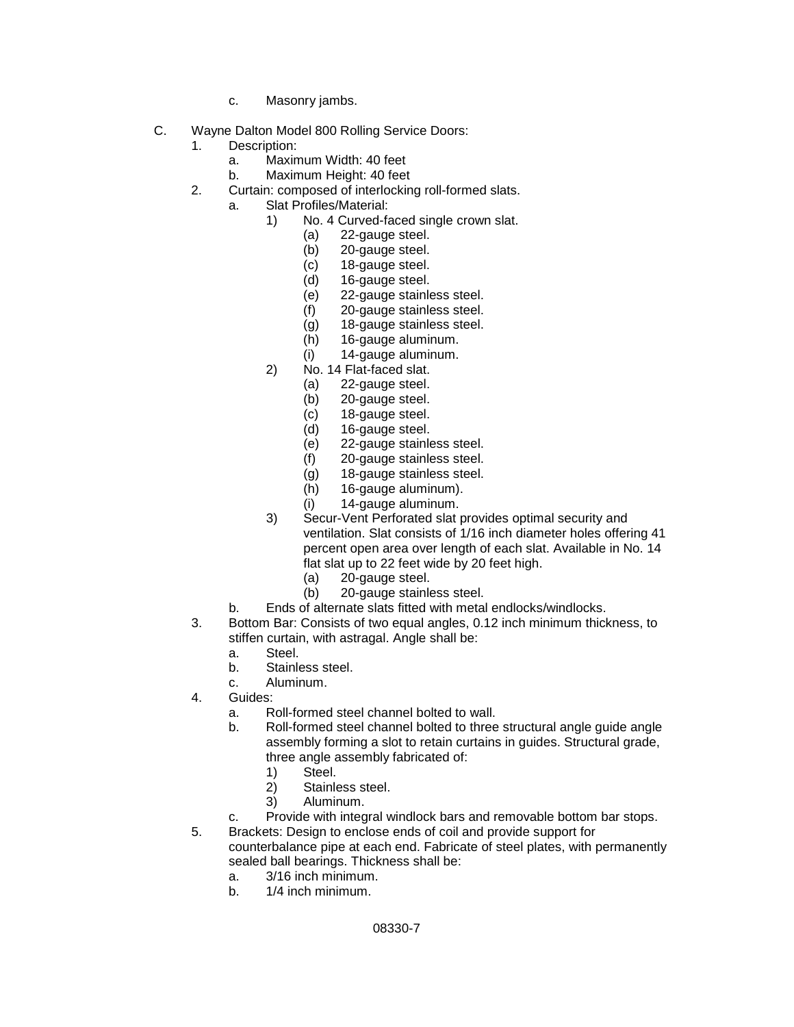c. Masonry jambs.

C. Wayne Dalton Model 800 Rolling Service Doors:
    1. Description:
        a. Maximum Width: 40 feet
        b. Maximum Height: 40 feet
    2. Curtain: composed of interlocking roll-formed slats.
        a. Slat Profiles/Material:
            1) No. 4 Curved-faced single crown slat.
                (a) 22-gauge steel.
                (b) 20-gauge steel.
                (c) 18-gauge steel.
                (d) 16-gauge steel.
                (e) 22-gauge stainless steel.
                (f) 20-gauge stainless steel.
                (g) 18-gauge stainless steel.
                (h) 16-gauge aluminum.
                (i) 14-gauge aluminum.
            2) No. 14 Flat-faced slat.
                (a) 22-gauge steel.
                (b) 20-gauge steel.
                (c) 18-gauge steel.
                (d) 16-gauge steel.
                (e) 22-gauge stainless steel.
                (f) 20-gauge stainless steel.
                (g) 18-gauge stainless steel.
                (h) 16-gauge aluminum).
                (i) 14-gauge aluminum.
            3) Secur-Vent Perforated slat provides optimal security and ventilation. Slat consists of 1/16 inch diameter holes offering 41 percent open area over length of each slat. Available in No. 14 flat slat up to 22 feet wide by 20 feet high.
                (a) 20-gauge steel.
                (b) 20-gauge stainless steel.
        b. Ends of alternate slats fitted with metal endlocks/windlocks.
    3. Bottom Bar: Consists of two equal angles, 0.12 inch minimum thickness, to stiffen curtain, with astragal. Angle shall be:
        a. Steel.
        b. Stainless steel.
        c. Aluminum.
    4. Guides:
        a. Roll-formed steel channel bolted to wall.
        b. Roll-formed steel channel bolted to three structural angle guide angle assembly forming a slot to retain curtains in guides. Structural grade, three angle assembly fabricated of:
            1) Steel.
            2) Stainless steel.
            3) Aluminum.
        c. Provide with integral windlock bars and removable bottom bar stops.
    5. Brackets: Design to enclose ends of coil and provide support for counterbalance pipe at each end. Fabricate of steel plates, with permanently sealed ball bearings. Thickness shall be:
        a. 3/16 inch minimum.
        b. 1/4 inch minimum.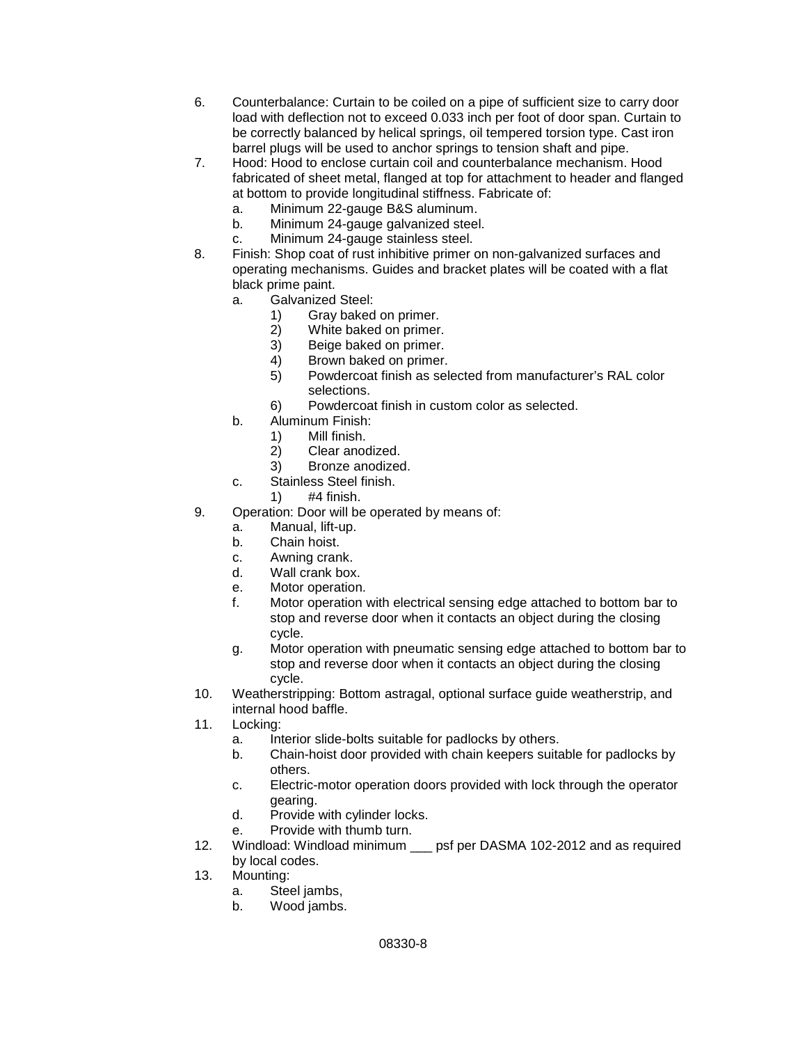6. Counterbalance: Curtain to be coiled on a pipe of sufficient size to carry door load with deflection not to exceed 0.033 inch per foot of door span. Curtain to be correctly balanced by helical springs, oil tempered torsion type. Cast iron barrel plugs will be used to anchor springs to tension shaft and pipe.
7. Hood: Hood to enclose curtain coil and counterbalance mechanism. Hood fabricated of sheet metal, flanged at top for attachment to header and flanged at bottom to provide longitudinal stiffness. Fabricate of:
    a. Minimum 22-gauge B&S aluminum.
    b. Minimum 24-gauge galvanized steel.
    c. Minimum 24-gauge stainless steel.
8. Finish: Shop coat of rust inhibitive primer on non-galvanized surfaces and operating mechanisms. Guides and bracket plates will be coated with a flat black prime paint.
    a. Galvanized Steel:
        1) Gray baked on primer.
        2) White baked on primer.
        3) Beige baked on primer.
        4) Brown baked on primer.
        5) Powdercoat finish as selected from manufacturer's RAL color selections.
        6) Powdercoat finish in custom color as selected.
    b. Aluminum Finish:
        1) Mill finish.
        2) Clear anodized.
        3) Bronze anodized.
    c. Stainless Steel finish.
        1) #4 finish.
9. Operation: Door will be operated by means of:
    a. Manual, lift-up.
    b. Chain hoist.
    c. Awning crank.
    d. Wall crank box.
    e. Motor operation.
    f. Motor operation with electrical sensing edge attached to bottom bar to stop and reverse door when it contacts an object during the closing cycle.
    g. Motor operation with pneumatic sensing edge attached to bottom bar to stop and reverse door when it contacts an object during the closing cycle.
10. Weatherstripping: Bottom astragal, optional surface guide weatherstrip, and internal hood baffle.
11. Locking:
    a. Interior slide-bolts suitable for padlocks by others.
    b. Chain-hoist door provided with chain keepers suitable for padlocks by others.
    c. Electric-motor operation doors provided with lock through the operator gearing.
    d. Provide with cylinder locks.
    e. Provide with thumb turn.
12. Windload: Windload minimum ___ psf per DASMA 102-2012 and as required by local codes.
13. Mounting:
    a. Steel jambs,
    b. Wood jambs.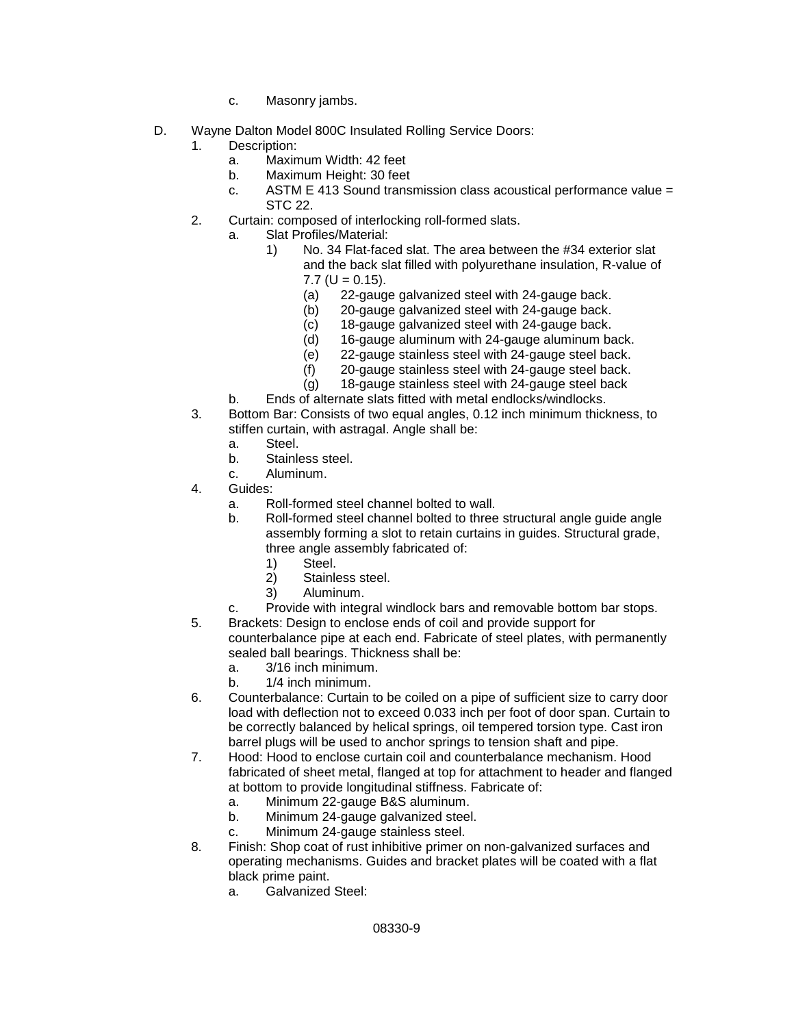c. Masonry jambs.

D. Wayne Dalton Model 800C Insulated Rolling Service Doors:

1. Description:
   a. Maximum Width: 42 feet
   b. Maximum Height: 30 feet
   c. ASTM E 413 Sound transmission class acoustical performance value = STC 22.
2. Curtain: composed of interlocking roll-formed slats.
   a. Slat Profiles/Material:
      1) No. 34 Flat-faced slat. The area between the #34 exterior slat and the back slat filled with polyurethane insulation, R-value of 7.7 (U = 0.15).
         (a) 22-gauge galvanized steel with 24-gauge back.
         (b) 20-gauge galvanized steel with 24-gauge back.
         (c) 18-gauge galvanized steel with 24-gauge back.
         (d) 16-gauge aluminum with 24-gauge aluminum back.
         (e) 22-gauge stainless steel with 24-gauge steel back.
         (f) 20-gauge stainless steel with 24-gauge steel back.
         (g) 18-gauge stainless steel with 24-gauge steel back
   b. Ends of alternate slats fitted with metal endlocks/windlocks.
3. Bottom Bar: Consists of two equal angles, 0.12 inch minimum thickness, to stiffen curtain, with astragal. Angle shall be:
   a. Steel.
   b. Stainless steel.
   c. Aluminum.
4. Guides:
   a. Roll-formed steel channel bolted to wall.
   b. Roll-formed steel channel bolted to three structural angle guide angle assembly forming a slot to retain curtains in guides. Structural grade, three angle assembly fabricated of:
      1) Steel.
      2) Stainless steel.
      3) Aluminum.
   c. Provide with integral windlock bars and removable bottom bar stops.
5. Brackets: Design to enclose ends of coil and provide support for counterbalance pipe at each end. Fabricate of steel plates, with permanently sealed ball bearings. Thickness shall be:
   a. 3/16 inch minimum.
   b. 1/4 inch minimum.
6. Counterbalance: Curtain to be coiled on a pipe of sufficient size to carry door load with deflection not to exceed 0.033 inch per foot of door span. Curtain to be correctly balanced by helical springs, oil tempered torsion type. Cast iron barrel plugs will be used to anchor springs to tension shaft and pipe.
7. Hood: Hood to enclose curtain coil and counterbalance mechanism. Hood fabricated of sheet metal, flanged at top for attachment to header and flanged at bottom to provide longitudinal stiffness. Fabricate of:
   a. Minimum 22-gauge B&S aluminum.
   b. Minimum 24-gauge galvanized steel.
   c. Minimum 24-gauge stainless steel.
8. Finish: Shop coat of rust inhibitive primer on non-galvanized surfaces and operating mechanisms. Guides and bracket plates will be coated with a flat black prime paint.
   a. Galvanized Steel: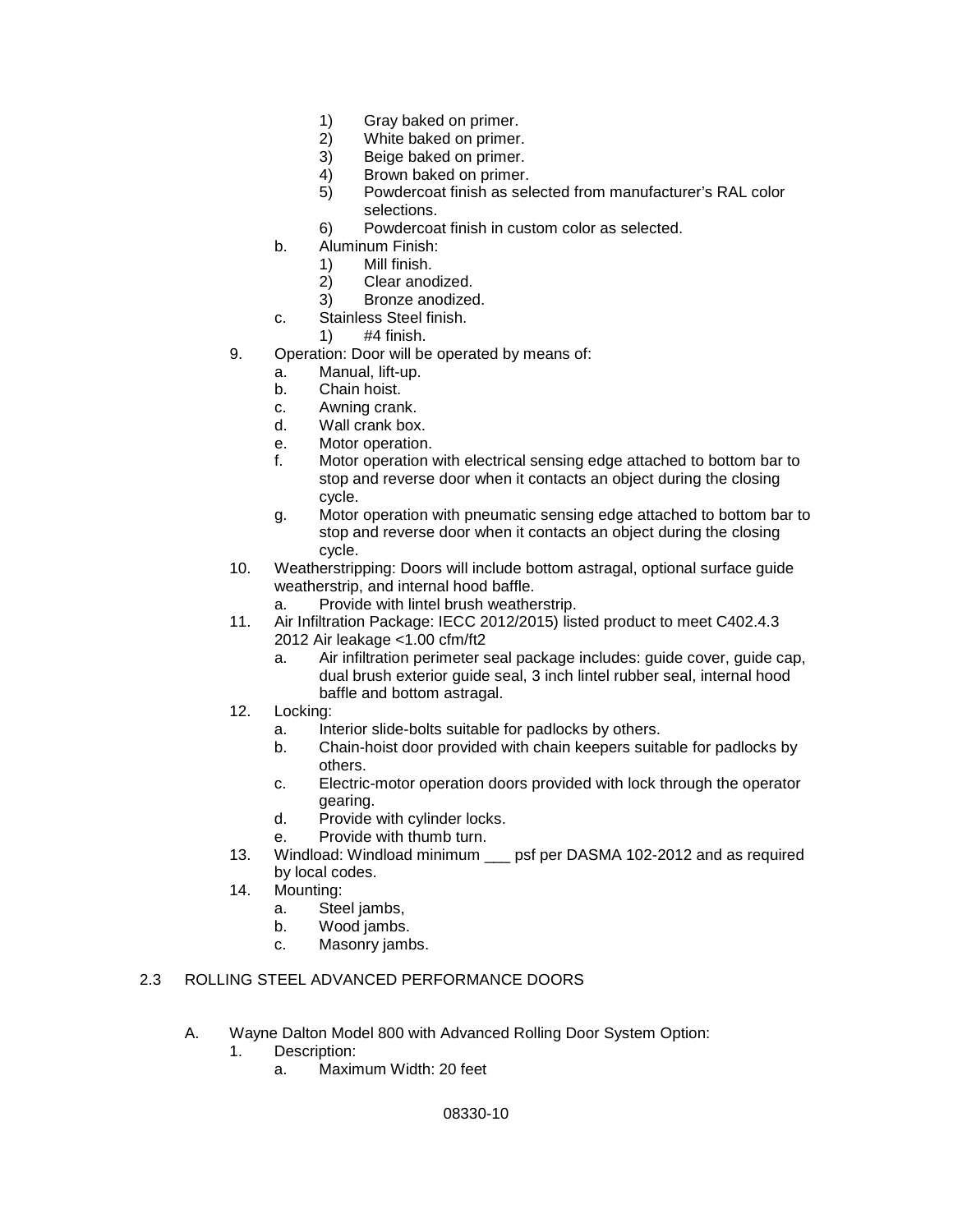1) Gray baked on primer.
2) White baked on primer.
3) Beige baked on primer.
4) Brown baked on primer.
5) Powdercoat finish as selected from manufacturer's RAL color selections.
6) Powdercoat finish in custom color as selected.

b. Aluminum Finish:
1) Mill finish.
2) Clear anodized.
3) Bronze anodized.

c. Stainless Steel finish.
1) #4 finish.

9. Operation: Door will be operated by means of:
a. Manual, lift-up.
b. Chain hoist.
c. Awning crank.
d. Wall crank box.
e. Motor operation.
f. Motor operation with electrical sensing edge attached to bottom bar to stop and reverse door when it contacts an object during the closing cycle.
g. Motor operation with pneumatic sensing edge attached to bottom bar to stop and reverse door when it contacts an object during the closing cycle.

10. Weatherstripping: Doors will include bottom astragal, optional surface guide weatherstrip, and internal hood baffle.
a. Provide with lintel brush weatherstrip.

11. Air Infiltration Package: IECC 2012/2015) listed product to meet C402.4.3 2012 Air leakage <1.00 cfm/ft2
a. Air infiltration perimeter seal package includes: guide cover, guide cap, dual brush exterior guide seal, 3 inch lintel rubber seal, internal hood baffle and bottom astragal.

12. Locking:
a. Interior slide-bolts suitable for padlocks by others.
b. Chain-hoist door provided with chain keepers suitable for padlocks by others.
c. Electric-motor operation doors provided with lock through the operator gearing.
d. Provide with cylinder locks.
e. Provide with thumb turn.

13. Windload: Windload minimum ___ psf per DASMA 102-2012 and as required by local codes.

14. Mounting:
a. Steel jambs,
b. Wood jambs.
c. Masonry jambs.

## 2.3 ROLLING STEEL ADVANCED PERFORMANCE DOORS

A. Wayne Dalton Model 800 with Advanced Rolling Door System Option:
1. Description:
a. Maximum Width: 20 feet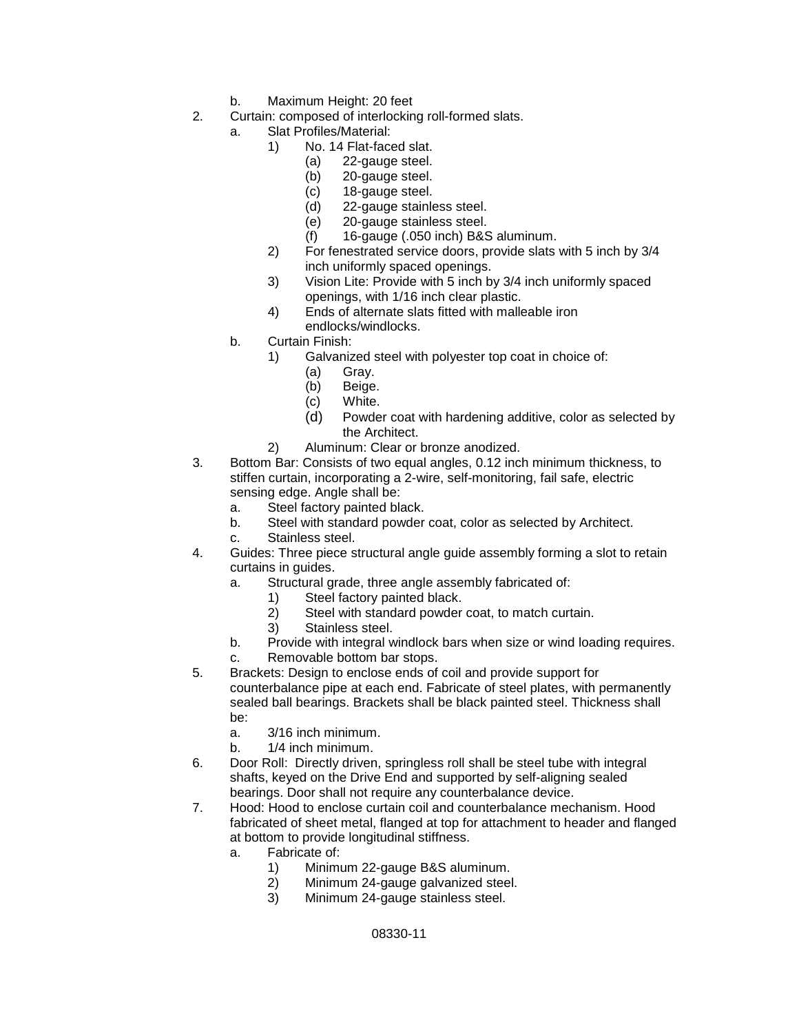b. Maximum Height: 20 feet

2. Curtain: composed of interlocking roll-formed slats.
   a. Slat Profiles/Material:
      1) No. 14 Flat-faced slat.
         (a) 22-gauge steel.
         (b) 20-gauge steel.
         (c) 18-gauge steel.
         (d) 22-gauge stainless steel.
         (e) 20-gauge stainless steel.
         (f) 16-gauge (.050 inch) B&S aluminum.
      2) For fenestrated service doors, provide slats with 5 inch by 3/4 inch uniformly spaced openings.
      3) Vision Lite: Provide with 5 inch by 3/4 inch uniformly spaced openings, with 1/16 inch clear plastic.
      4) Ends of alternate slats fitted with malleable iron endlocks/windlocks.
   b. Curtain Finish:
      1) Galvanized steel with polyester top coat in choice of:
         (a) Gray.
         (b) Beige.
         (c) White.
         (d) Powder coat with hardening additive, color as selected by the Architect.
      2) Aluminum: Clear or bronze anodized.

3. Bottom Bar: Consists of two equal angles, 0.12 inch minimum thickness, to stiffen curtain, incorporating a 2-wire, self-monitoring, fail safe, electric sensing edge. Angle shall be:
   a. Steel factory painted black.
   b. Steel with standard powder coat, color as selected by Architect.
   c. Stainless steel.

4. Guides: Three piece structural angle guide assembly forming a slot to retain curtains in guides.
   a. Structural grade, three angle assembly fabricated of:
      1) Steel factory painted black.
      2) Steel with standard powder coat, to match curtain.
      3) Stainless steel.
   b. Provide with integral windlock bars when size or wind loading requires.
   c. Removable bottom bar stops.

5. Brackets: Design to enclose ends of coil and provide support for counterbalance pipe at each end. Fabricate of steel plates, with permanently sealed ball bearings. Brackets shall be black painted steel. Thickness shall be:
   a. 3/16 inch minimum.
   b. 1/4 inch minimum.

6. Door Roll: Directly driven, springless roll shall be steel tube with integral shafts, keyed on the Drive End and supported by self-aligning sealed bearings. Door shall not require any counterbalance device.

7. Hood: Hood to enclose curtain coil and counterbalance mechanism. Hood fabricated of sheet metal, flanged at top for attachment to header and flanged at bottom to provide longitudinal stiffness.
   a. Fabricate of:
      1) Minimum 22-gauge B&S aluminum.
      2) Minimum 24-gauge galvanized steel.
      3) Minimum 24-gauge stainless steel.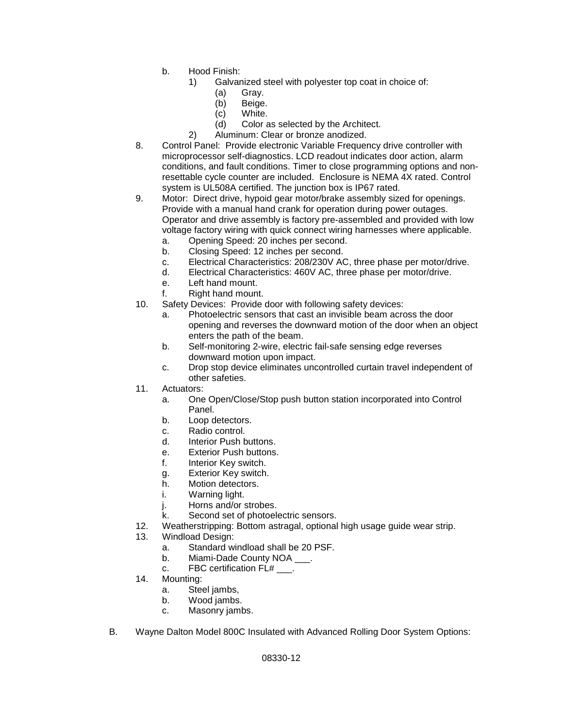b. Hood Finish:
   1) Galvanized steel with polyester top coat in choice of:
      (a) Gray.
      (b) Beige.
      (c) White.
      (d) Color as selected by the Architect.
   2) Aluminum: Clear or bronze anodized.

8. Control Panel: Provide electronic Variable Frequency drive controller with microprocessor self-diagnostics. LCD readout indicates door action, alarm conditions, and fault conditions. Timer to close programming options and non-resettable cycle counter are included. Enclosure is NEMA 4X rated. Control system is UL508A certified. The junction box is IP67 rated.
9. Motor: Direct drive, hypoid gear motor/brake assembly sized for openings. Provide with a manual hand crank for operation during power outages. Operator and drive assembly is factory pre-assembled and provided with low voltage factory wiring with quick connect wiring harnesses where applicable.
   a. Opening Speed: 20 inches per second.
   b. Closing Speed: 12 inches per second.
   c. Electrical Characteristics: 208/230V AC, three phase per motor/drive.
   d. Electrical Characteristics: 460V AC, three phase per motor/drive.
   e. Left hand mount.
   f. Right hand mount.
10. Safety Devices: Provide door with following safety devices:
   a. Photoelectric sensors that cast an invisible beam across the door opening and reverses the downward motion of the door when an object enters the path of the beam.
   b. Self-monitoring 2-wire, electric fail-safe sensing edge reverses downward motion upon impact.
   c. Drop stop device eliminates uncontrolled curtain travel independent of other safeties.
11. Actuators:
   a. One Open/Close/Stop push button station incorporated into Control Panel.
   b. Loop detectors.
   c. Radio control.
   d. Interior Push buttons.
   e. Exterior Push buttons.
   f. Interior Key switch.
   g. Exterior Key switch.
   h. Motion detectors.
   i. Warning light.
   j. Horns and/or strobes.
   k. Second set of photoelectric sensors.
12. Weatherstripping: Bottom astragal, optional high usage guide wear strip.
13. Windload Design:
   a. Standard windload shall be 20 PSF.
   b. Miami-Dade County NOA ___.
   c. FBC certification FL# ___.
14. Mounting:
   a. Steel jambs,
   b. Wood jambs.
   c. Masonry jambs.

B. Wayne Dalton Model 800C Insulated with Advanced Rolling Door System Options: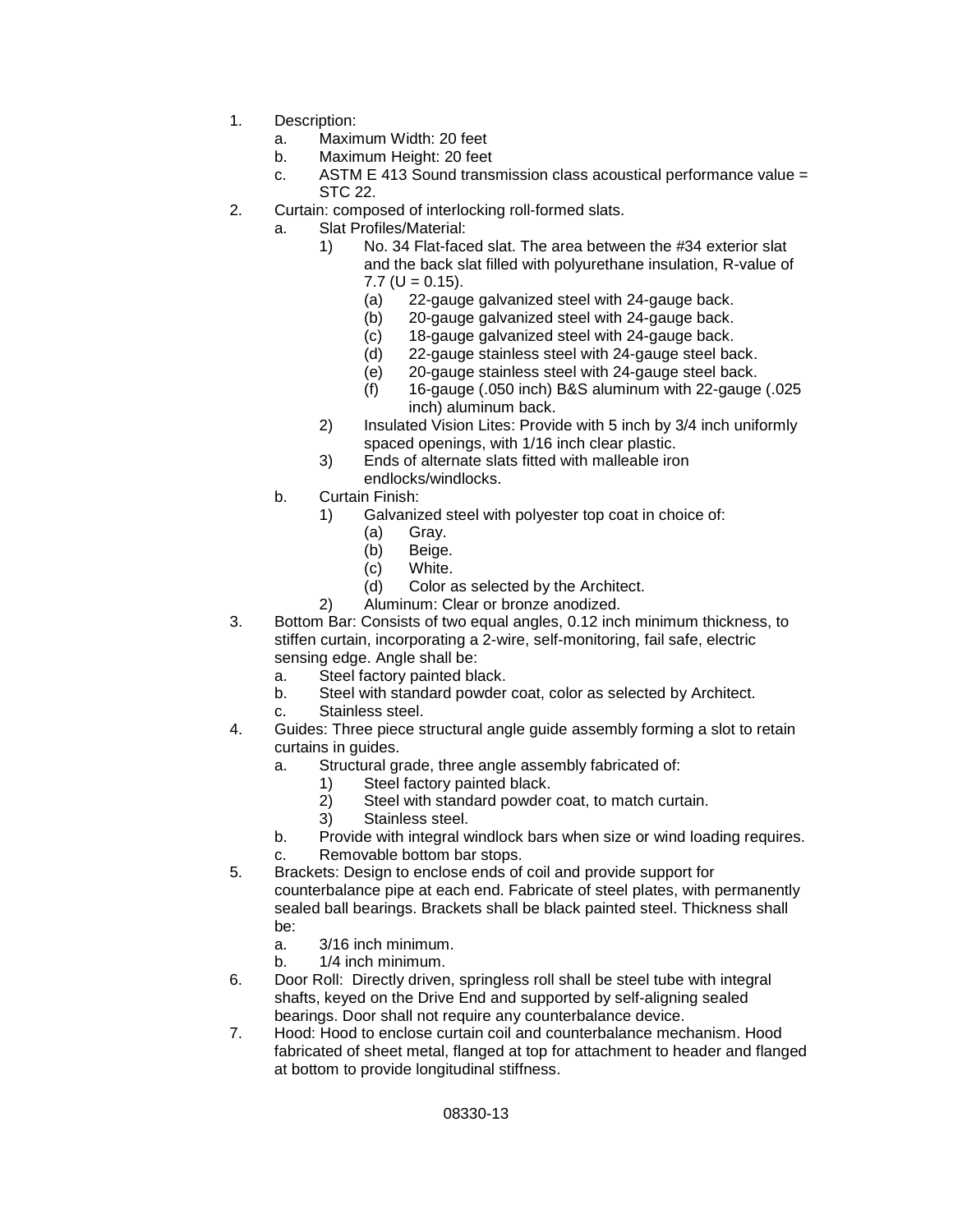1. Description:
   a. Maximum Width: 20 feet
   b. Maximum Height: 20 feet
   c. ASTM E 413 Sound transmission class acoustical performance value = STC 22.
2. Curtain: composed of interlocking roll-formed slats.
   a. Slat Profiles/Material:
      1) No. 34 Flat-faced slat. The area between the #34 exterior slat and the back slat filled with polyurethane insulation, R-value of 7.7 (U = 0.15).
         (a) 22-gauge galvanized steel with 24-gauge back.
         (b) 20-gauge galvanized steel with 24-gauge back.
         (c) 18-gauge galvanized steel with 24-gauge back.
         (d) 22-gauge stainless steel with 24-gauge steel back.
         (e) 20-gauge stainless steel with 24-gauge steel back.
         (f) 16-gauge (.050 inch) B&S aluminum with 22-gauge (.025 inch) aluminum back.
      2) Insulated Vision Lites: Provide with 5 inch by 3/4 inch uniformly spaced openings, with 1/16 inch clear plastic.
      3) Ends of alternate slats fitted with malleable iron endlocks/windlocks.
   b. Curtain Finish:
      1) Galvanized steel with polyester top coat in choice of:
         (a) Gray.
         (b) Beige.
         (c) White.
         (d) Color as selected by the Architect.
      2) Aluminum: Clear or bronze anodized.
3. Bottom Bar: Consists of two equal angles, 0.12 inch minimum thickness, to stiffen curtain, incorporating a 2-wire, self-monitoring, fail safe, electric sensing edge. Angle shall be:
   a. Steel factory painted black.
   b. Steel with standard powder coat, color as selected by Architect.
   c. Stainless steel.
4. Guides: Three piece structural angle guide assembly forming a slot to retain curtains in guides.
   a. Structural grade, three angle assembly fabricated of:
      1) Steel factory painted black.
      2) Steel with standard powder coat, to match curtain.
      3) Stainless steel.
   b. Provide with integral windlock bars when size or wind loading requires.
   c. Removable bottom bar stops.
5. Brackets: Design to enclose ends of coil and provide support for counterbalance pipe at each end. Fabricate of steel plates, with permanently sealed ball bearings. Brackets shall be black painted steel. Thickness shall be:
   a. 3/16 inch minimum.
   b. 1/4 inch minimum.
6. Door Roll: Directly driven, springless roll shall be steel tube with integral shafts, keyed on the Drive End and supported by self-aligning sealed bearings. Door shall not require any counterbalance device.
7. Hood: Hood to enclose curtain coil and counterbalance mechanism. Hood fabricated of sheet metal, flanged at top for attachment to header and flanged at bottom to provide longitudinal stiffness.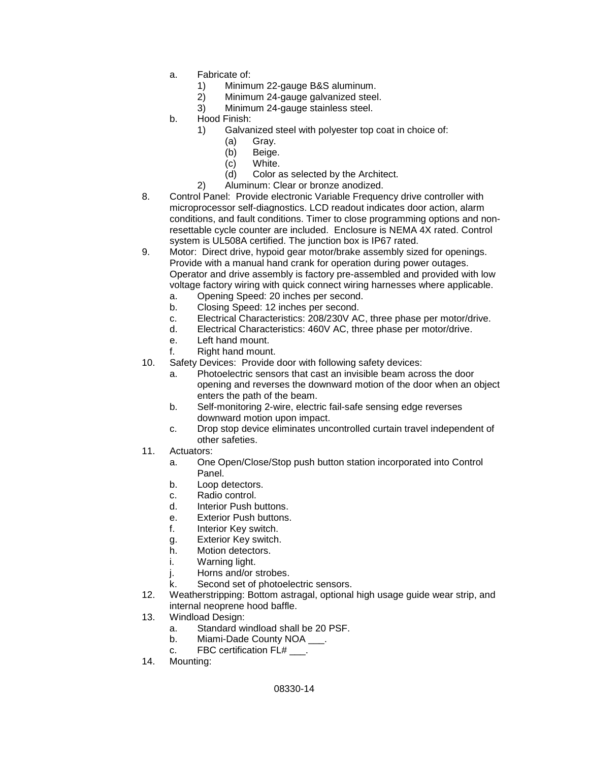a. Fabricate of:
    1) Minimum 22-gauge B&S aluminum.
    2) Minimum 24-gauge galvanized steel.
    3) Minimum 24-gauge stainless steel.

b. Hood Finish:
    1) Galvanized steel with polyester top coat in choice of:
        (a) Gray.
        (b) Beige.
        (c) White.
        (d) Color as selected by the Architect.
    2) Aluminum: Clear or bronze anodized.

8. Control Panel: Provide electronic Variable Frequency drive controller with microprocessor self-diagnostics. LCD readout indicates door action, alarm conditions, and fault conditions. Timer to close programming options and non-resettable cycle counter are included. Enclosure is NEMA 4X rated. Control system is UL508A certified. The junction box is IP67 rated.

9. Motor: Direct drive, hypoid gear motor/brake assembly sized for openings. Provide with a manual hand crank for operation during power outages. Operator and drive assembly is factory pre-assembled and provided with low voltage factory wiring with quick connect wiring harnesses where applicable.
    a. Opening Speed: 20 inches per second.
    b. Closing Speed: 12 inches per second.
    c. Electrical Characteristics: 208/230V AC, three phase per motor/drive.
    d. Electrical Characteristics: 460V AC, three phase per motor/drive.
    e. Left hand mount.
    f. Right hand mount.

10. Safety Devices: Provide door with following safety devices:
    a. Photoelectric sensors that cast an invisible beam across the door opening and reverses the downward motion of the door when an object enters the path of the beam.
    b. Self-monitoring 2-wire, electric fail-safe sensing edge reverses downward motion upon impact.
    c. Drop stop device eliminates uncontrolled curtain travel independent of other safeties.

11. Actuators:
    a. One Open/Close/Stop push button station incorporated into Control Panel.
    b. Loop detectors.
    c. Radio control.
    d. Interior Push buttons.
    e. Exterior Push buttons.
    f. Interior Key switch.
    g. Exterior Key switch.
    h. Motion detectors.
    i. Warning light.
    j. Horns and/or strobes.
    k. Second set of photoelectric sensors.

12. Weatherstripping: Bottom astragal, optional high usage guide wear strip, and internal neoprene hood baffle.

13. Windload Design:
    a. Standard windload shall be 20 PSF.
    b. Miami-Dade County NOA ___.
    c. FBC certification FL# ___.

14. Mounting: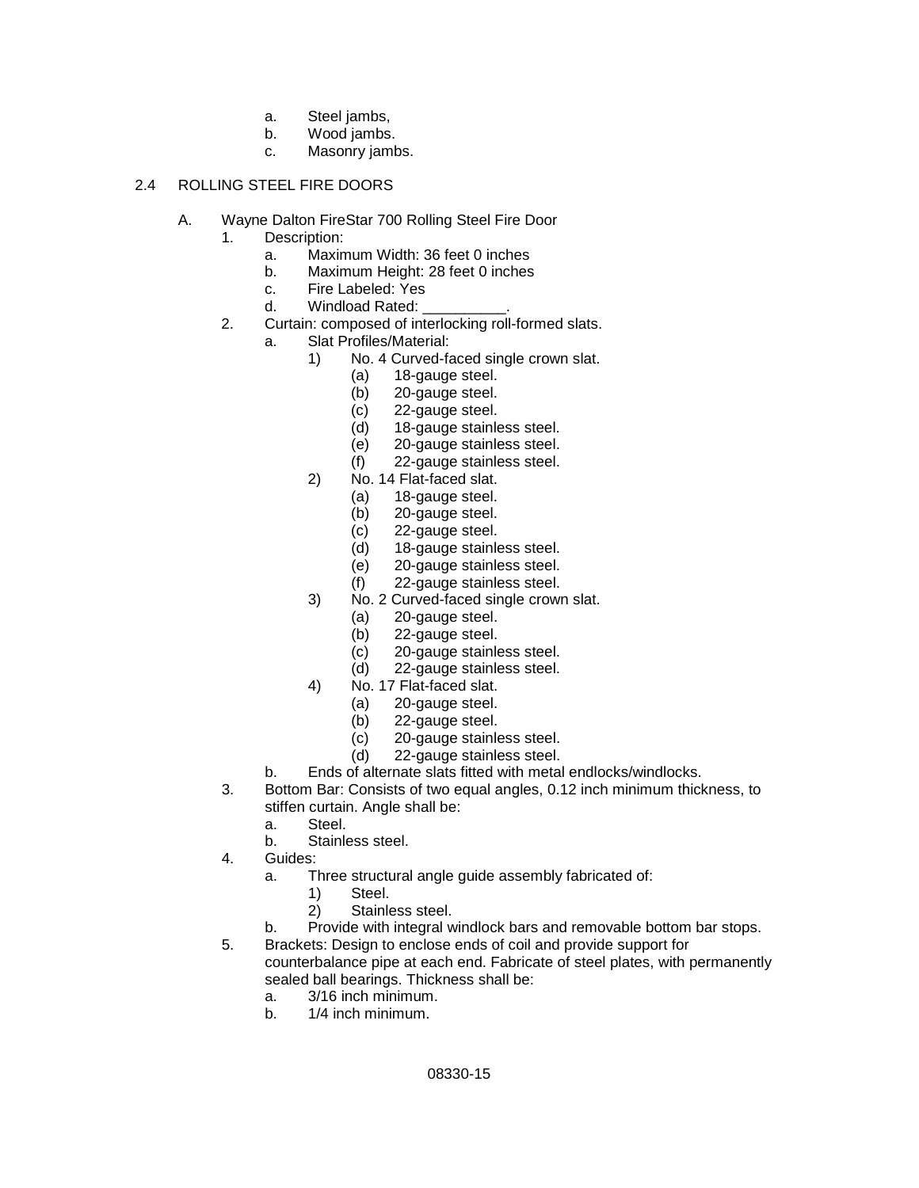a. Steel jambs,
b. Wood jambs.
c. Masonry jambs.

## 2.4 ROLLING STEEL FIRE DOORS

A. Wayne Dalton FireStar 700 Rolling Steel Fire Door
  1. Description:
    a. Maximum Width: 36 feet 0 inches
    b. Maximum Height: 28 feet 0 inches
    c. Fire Labeled: Yes
    d. Windload Rated: __________.
  2. Curtain: composed of interlocking roll-formed slats.
    a. Slat Profiles/Material:
      1) No. 4 Curved-faced single crown slat.
        (a) 18-gauge steel.
        (b) 20-gauge steel.
        (c) 22-gauge steel.
        (d) 18-gauge stainless steel.
        (e) 20-gauge stainless steel.
        (f) 22-gauge stainless steel.
      2) No. 14 Flat-faced slat.
        (a) 18-gauge steel.
        (b) 20-gauge steel.
        (c) 22-gauge steel.
        (d) 18-gauge stainless steel.
        (e) 20-gauge stainless steel.
        (f) 22-gauge stainless steel.
      3) No. 2 Curved-faced single crown slat.
        (a) 20-gauge steel.
        (b) 22-gauge steel.
        (c) 20-gauge stainless steel.
        (d) 22-gauge stainless steel.
      4) No. 17 Flat-faced slat.
        (a) 20-gauge steel.
        (b) 22-gauge steel.
        (c) 20-gauge stainless steel.
        (d) 22-gauge stainless steel.
    b. Ends of alternate slats fitted with metal endlocks/windlocks.
  3. Bottom Bar: Consists of two equal angles, 0.12 inch minimum thickness, to stiffen curtain. Angle shall be:
    a. Steel.
    b. Stainless steel.
  4. Guides:
    a. Three structural angle guide assembly fabricated of:
      1) Steel.
      2) Stainless steel.
    b. Provide with integral windlock bars and removable bottom bar stops.
  5. Brackets: Design to enclose ends of coil and provide support for counterbalance pipe at each end. Fabricate of steel plates, with permanently sealed ball bearings. Thickness shall be:
    a. 3/16 inch minimum.
    b. 1/4 inch minimum.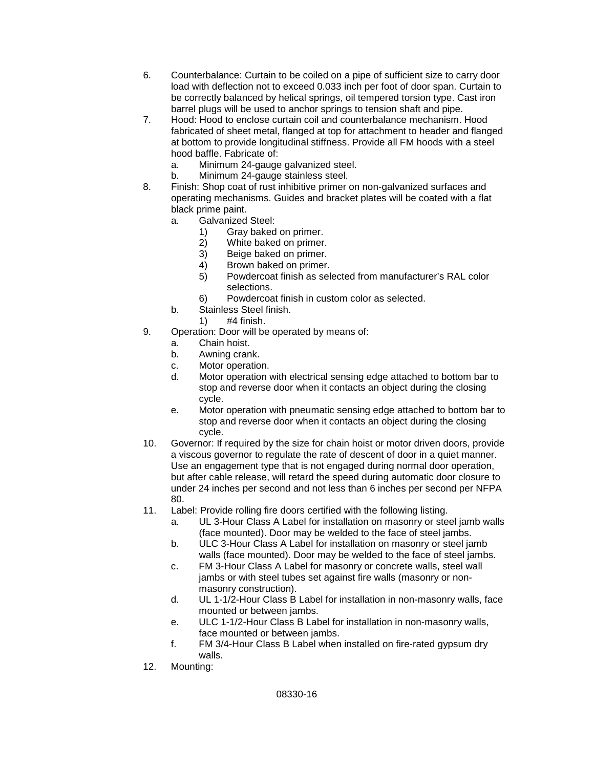6. Counterbalance: Curtain to be coiled on a pipe of sufficient size to carry door load with deflection not to exceed 0.033 inch per foot of door span. Curtain to be correctly balanced by helical springs, oil tempered torsion type. Cast iron barrel plugs will be used to anchor springs to tension shaft and pipe.
7. Hood: Hood to enclose curtain coil and counterbalance mechanism. Hood fabricated of sheet metal, flanged at top for attachment to header and flanged at bottom to provide longitudinal stiffness. Provide all FM hoods with a steel hood baffle. Fabricate of:
   a. Minimum 24-gauge galvanized steel.
   b. Minimum 24-gauge stainless steel.
8. Finish: Shop coat of rust inhibitive primer on non-galvanized surfaces and operating mechanisms. Guides and bracket plates will be coated with a flat black prime paint.
   a. Galvanized Steel:
      1) Gray baked on primer.
      2) White baked on primer.
      3) Beige baked on primer.
      4) Brown baked on primer.
      5) Powdercoat finish as selected from manufacturer's RAL color selections.
      6) Powdercoat finish in custom color as selected.
   b. Stainless Steel finish.
      1) #4 finish.
9. Operation: Door will be operated by means of:
   a. Chain hoist.
   b. Awning crank.
   c. Motor operation.
   d. Motor operation with electrical sensing edge attached to bottom bar to stop and reverse door when it contacts an object during the closing cycle.
   e. Motor operation with pneumatic sensing edge attached to bottom bar to stop and reverse door when it contacts an object during the closing cycle.
10. Governor: If required by the size for chain hoist or motor driven doors, provide a viscous governor to regulate the rate of descent of door in a quiet manner. Use an engagement type that is not engaged during normal door operation, but after cable release, will retard the speed during automatic door closure to under 24 inches per second and not less than 6 inches per second per NFPA 80.
11. Label: Provide rolling fire doors certified with the following listing.
   a. UL 3-Hour Class A Label for installation on masonry or steel jamb walls (face mounted). Door may be welded to the face of steel jambs.
   b. ULC 3-Hour Class A Label for installation on masonry or steel jamb walls (face mounted). Door may be welded to the face of steel jambs.
   c. FM 3-Hour Class A Label for masonry or concrete walls, steel wall jambs or with steel tubes set against fire walls (masonry or non-masonry construction).
   d. UL 1-1/2-Hour Class B Label for installation in non-masonry walls, face mounted or between jambs.
   e. ULC 1-1/2-Hour Class B Label for installation in non-masonry walls, face mounted or between jambs.
   f. FM 3/4-Hour Class B Label when installed on fire-rated gypsum dry walls.
12. Mounting: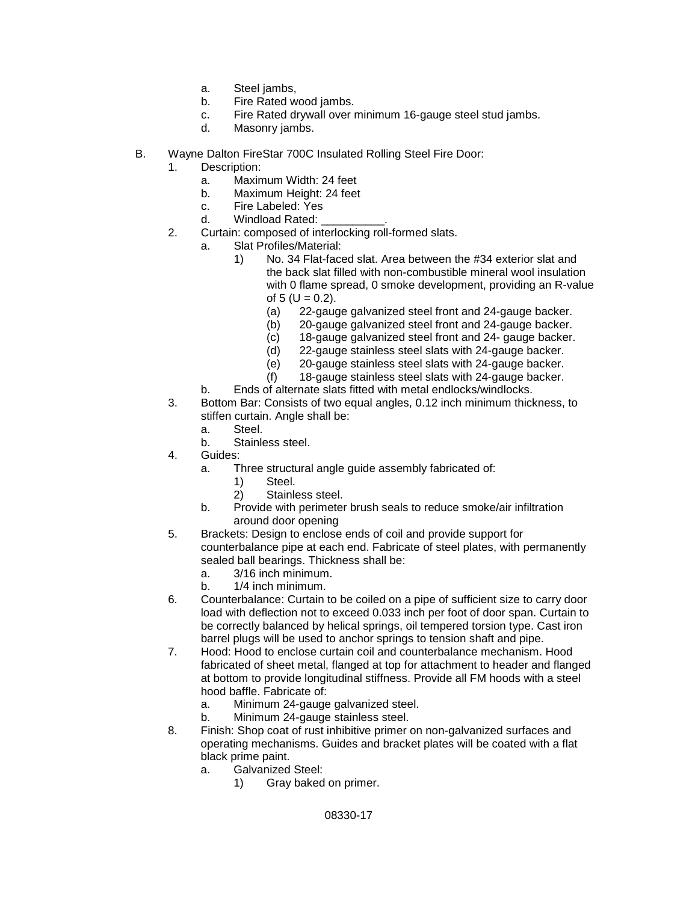a. Steel jambs,
   b. Fire Rated wood jambs.
   c. Fire Rated drywall over minimum 16-gauge steel stud jambs.
   d. Masonry jambs.

B. Wayne Dalton FireStar 700C Insulated Rolling Steel Fire Door:
   1. Description:
      a. Maximum Width: 24 feet
      b. Maximum Height: 24 feet
      c. Fire Labeled: Yes
      d. Windload Rated: __________.
   2. Curtain: composed of interlocking roll-formed slats.
      a. Slat Profiles/Material:
         1) No. 34 Flat-faced slat. Area between the #34 exterior slat and the back slat filled with non-combustible mineral wool insulation with 0 flame spread, 0 smoke development, providing an R-value of 5 (U = 0.2).
            (a) 22-gauge galvanized steel front and 24-gauge backer.
            (b) 20-gauge galvanized steel front and 24-gauge backer.
            (c) 18-gauge galvanized steel front and 24- gauge backer.
            (d) 22-gauge stainless steel slats with 24-gauge backer.
            (e) 20-gauge stainless steel slats with 24-gauge backer.
            (f) 18-gauge stainless steel slats with 24-gauge backer.
      b. Ends of alternate slats fitted with metal endlocks/windlocks.
   3. Bottom Bar: Consists of two equal angles, 0.12 inch minimum thickness, to stiffen curtain. Angle shall be:
      a. Steel.
      b. Stainless steel.
   4. Guides:
      a. Three structural angle guide assembly fabricated of:
         1) Steel.
         2) Stainless steel.
      b. Provide with perimeter brush seals to reduce smoke/air infiltration around door opening
   5. Brackets: Design to enclose ends of coil and provide support for counterbalance pipe at each end. Fabricate of steel plates, with permanently sealed ball bearings. Thickness shall be:
      a. 3/16 inch minimum.
      b. 1/4 inch minimum.
   6. Counterbalance: Curtain to be coiled on a pipe of sufficient size to carry door load with deflection not to exceed 0.033 inch per foot of door span. Curtain to be correctly balanced by helical springs, oil tempered torsion type. Cast iron barrel plugs will be used to anchor springs to tension shaft and pipe.
   7. Hood: Hood to enclose curtain coil and counterbalance mechanism. Hood fabricated of sheet metal, flanged at top for attachment to header and flanged at bottom to provide longitudinal stiffness. Provide all FM hoods with a steel hood baffle. Fabricate of:
      a. Minimum 24-gauge galvanized steel.
      b. Minimum 24-gauge stainless steel.
   8. Finish: Shop coat of rust inhibitive primer on non-galvanized surfaces and operating mechanisms. Guides and bracket plates will be coated with a flat black prime paint.
      a. Galvanized Steel:
         1) Gray baked on primer.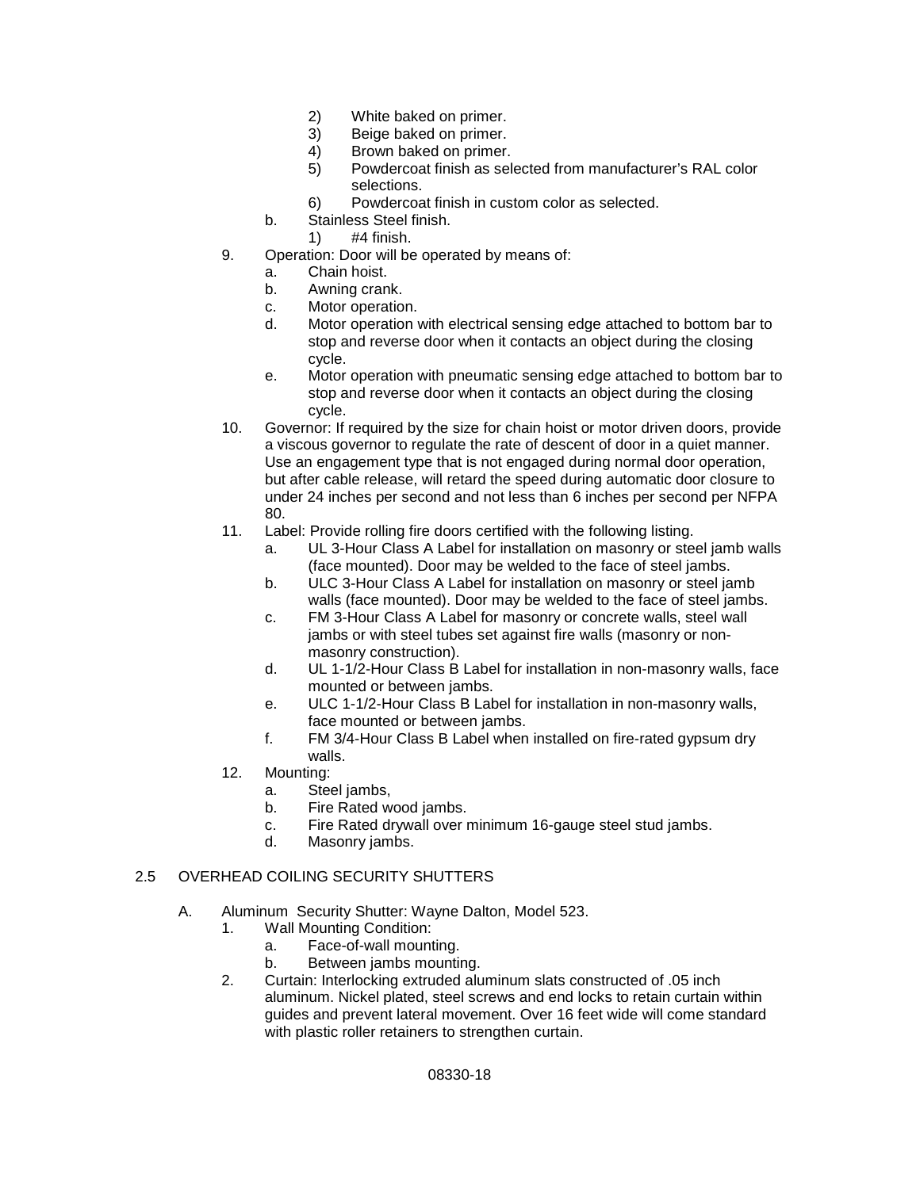2) White baked on primer.
3) Beige baked on primer.
4) Brown baked on primer.
5) Powdercoat finish as selected from manufacturer's RAL color selections.
6) Powdercoat finish in custom color as selected.

b. Stainless Steel finish.
1) #4 finish.

9. Operation: Door will be operated by means of:
   a. Chain hoist.
   b. Awning crank.
   c. Motor operation.
   d. Motor operation with electrical sensing edge attached to bottom bar to stop and reverse door when it contacts an object during the closing cycle.
   e. Motor operation with pneumatic sensing edge attached to bottom bar to stop and reverse door when it contacts an object during the closing cycle.
10. Governor: If required by the size for chain hoist or motor driven doors, provide a viscous governor to regulate the rate of descent of door in a quiet manner. Use an engagement type that is not engaged during normal door operation, but after cable release, will retard the speed during automatic door closure to under 24 inches per second and not less than 6 inches per second per NFPA 80.
11. Label: Provide rolling fire doors certified with the following listing.
    a. UL 3-Hour Class A Label for installation on masonry or steel jamb walls (face mounted). Door may be welded to the face of steel jambs.
    b. ULC 3-Hour Class A Label for installation on masonry or steel jamb walls (face mounted). Door may be welded to the face of steel jambs.
    c. FM 3-Hour Class A Label for masonry or concrete walls, steel wall jambs or with steel tubes set against fire walls (masonry or non-masonry construction).
    d. UL 1-1/2-Hour Class B Label for installation in non-masonry walls, face mounted or between jambs.
    e. ULC 1-1/2-Hour Class B Label for installation in non-masonry walls, face mounted or between jambs.
    f. FM 3/4-Hour Class B Label when installed on fire-rated gypsum dry walls.
12. Mounting:
    a. Steel jambs,
    b. Fire Rated wood jambs.
    c. Fire Rated drywall over minimum 16-gauge steel stud jambs.
    d. Masonry jambs.

## 2.5 OVERHEAD COILING SECURITY SHUTTERS

A. Aluminum Security Shutter: Wayne Dalton, Model 523.
   1. Wall Mounting Condition:
      a. Face-of-wall mounting.
      b. Between jambs mounting.
   2. Curtain: Interlocking extruded aluminum slats constructed of .05 inch aluminum. Nickel plated, steel screws and end locks to retain curtain within guides and prevent lateral movement. Over 16 feet wide will come standard with plastic roller retainers to strengthen curtain.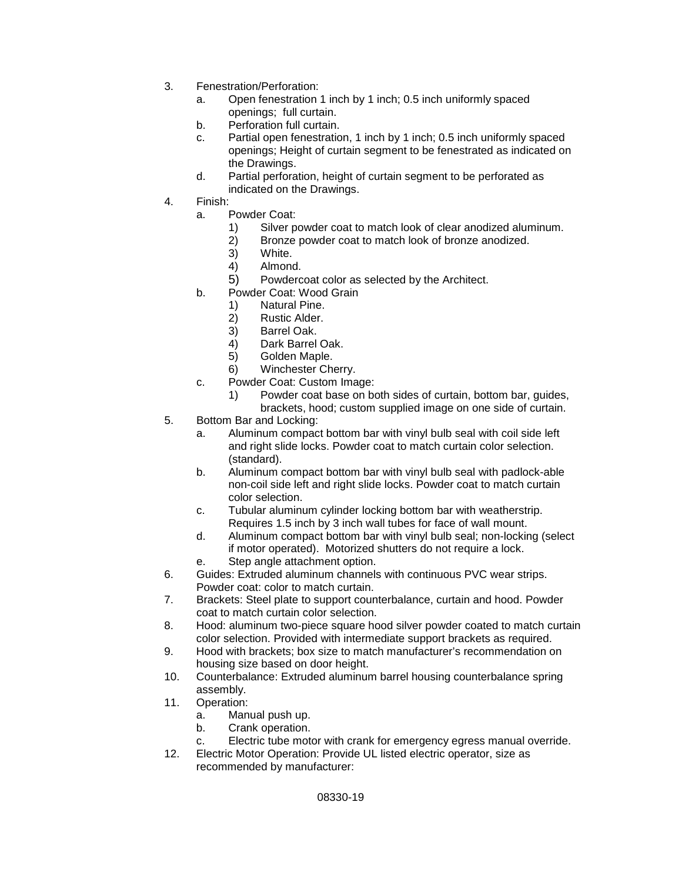3. Fenestration/Perforation:
    a. Open fenestration 1 inch by 1 inch; 0.5 inch uniformly spaced openings; full curtain.
    b. Perforation full curtain.
    c. Partial open fenestration, 1 inch by 1 inch; 0.5 inch uniformly spaced openings; Height of curtain segment to be fenestrated as indicated on the Drawings.
    d. Partial perforation, height of curtain segment to be perforated as indicated on the Drawings.
4. Finish:
    a. Powder Coat:
        1) Silver powder coat to match look of clear anodized aluminum.
        2) Bronze powder coat to match look of bronze anodized.
        3) White.
        4) Almond.
        5) Powdercoat color as selected by the Architect.
    b. Powder Coat: Wood Grain
        1) Natural Pine.
        2) Rustic Alder.
        3) Barrel Oak.
        4) Dark Barrel Oak.
        5) Golden Maple.
        6) Winchester Cherry.
    c. Powder Coat: Custom Image:
        1) Powder coat base on both sides of curtain, bottom bar, guides, brackets, hood; custom supplied image on one side of curtain.
5. Bottom Bar and Locking:
    a. Aluminum compact bottom bar with vinyl bulb seal with coil side left and right slide locks. Powder coat to match curtain color selection. (standard).
    b. Aluminum compact bottom bar with vinyl bulb seal with padlock-able non-coil side left and right slide locks. Powder coat to match curtain color selection.
    c. Tubular aluminum cylinder locking bottom bar with weatherstrip. Requires 1.5 inch by 3 inch wall tubes for face of wall mount.
    d. Aluminum compact bottom bar with vinyl bulb seal; non-locking (select if motor operated). Motorized shutters do not require a lock.
    e. Step angle attachment option.
6. Guides: Extruded aluminum channels with continuous PVC wear strips. Powder coat: color to match curtain.
7. Brackets: Steel plate to support counterbalance, curtain and hood. Powder coat to match curtain color selection.
8. Hood: aluminum two-piece square hood silver powder coated to match curtain color selection. Provided with intermediate support brackets as required.
9. Hood with brackets; box size to match manufacturer's recommendation on housing size based on door height.
10. Counterbalance: Extruded aluminum barrel housing counterbalance spring assembly.
11. Operation:
    a. Manual push up.
    b. Crank operation.
    c. Electric tube motor with crank for emergency egress manual override.
12. Electric Motor Operation: Provide UL listed electric operator, size as recommended by manufacturer: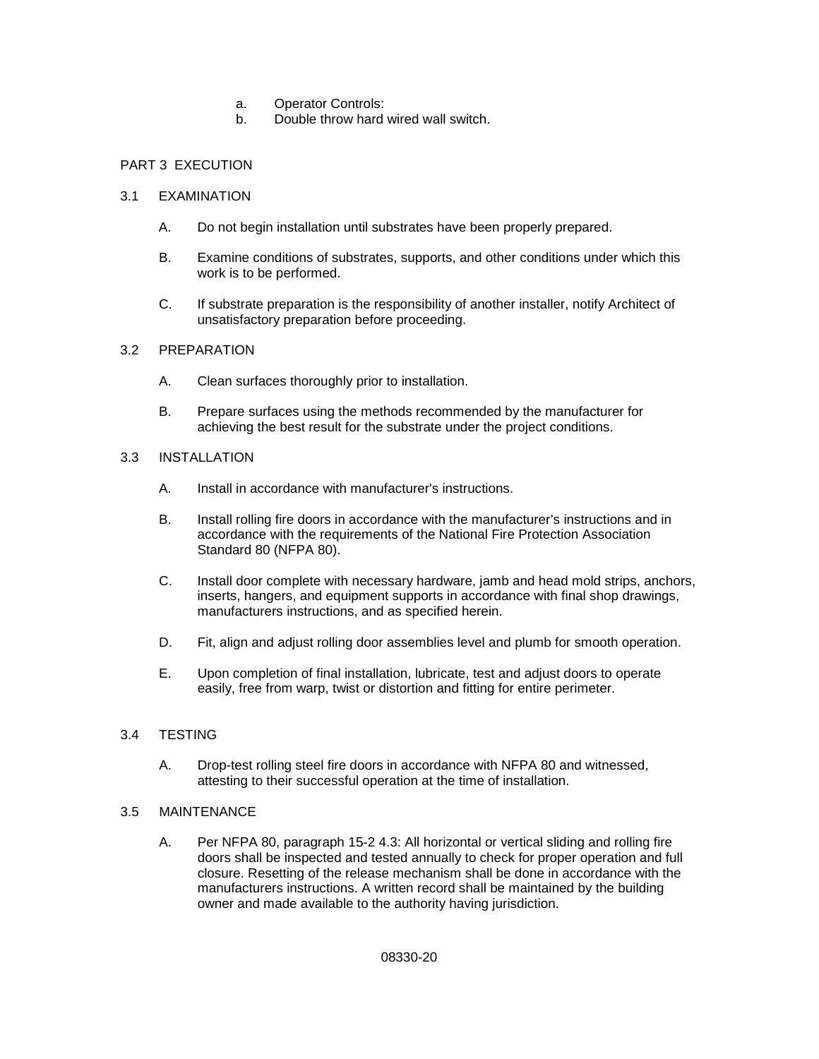a. Operator Controls:
b. Double throw hard wired wall switch.

## PART 3 EXECUTION

### 3.1 EXAMINATION

A. Do not begin installation until substrates have been properly prepared.

B. Examine conditions of substrates, supports, and other conditions under which this work is to be performed.

C. If substrate preparation is the responsibility of another installer, notify Architect of unsatisfactory preparation before proceeding.

### 3.2 PREPARATION

A. Clean surfaces thoroughly prior to installation.

B. Prepare surfaces using the methods recommended by the manufacturer for achieving the best result for the substrate under the project conditions.

### 3.3 INSTALLATION

A. Install in accordance with manufacturer's instructions.

B. Install rolling fire doors in accordance with the manufacturer's instructions and in accordance with the requirements of the National Fire Protection Association Standard 80 (NFPA 80).

C. Install door complete with necessary hardware, jamb and head mold strips, anchors, inserts, hangers, and equipment supports in accordance with final shop drawings, manufacturers instructions, and as specified herein.

D. Fit, align and adjust rolling door assemblies level and plumb for smooth operation.

E. Upon completion of final installation, lubricate, test and adjust doors to operate easily, free from warp, twist or distortion and fitting for entire perimeter.

### 3.4 TESTING

A. Drop-test rolling steel fire doors in accordance with NFPA 80 and witnessed, attesting to their successful operation at the time of installation.

### 3.5 MAINTENANCE

A. Per NFPA 80, paragraph 15-2 4.3: All horizontal or vertical sliding and rolling fire doors shall be inspected and tested annually to check for proper operation and full closure. Resetting of the release mechanism shall be done in accordance with the manufacturers instructions. A written record shall be maintained by the building owner and made available to the authority having jurisdiction.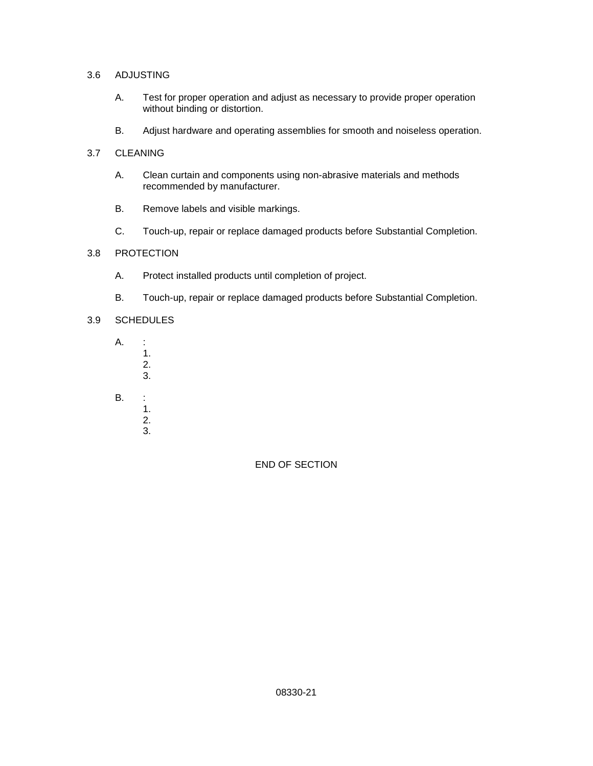## 3.6 ADJUSTING

A. Test for proper operation and adjust as necessary to provide proper operation without binding or distortion.

B. Adjust hardware and operating assemblies for smooth and noiseless operation.

## 3.7 CLEANING

A. Clean curtain and components using non-abrasive materials and methods recommended by manufacturer.

B. Remove labels and visible markings.

C. Touch-up, repair or replace damaged products before Substantial Completion.

## 3.8 PROTECTION

A. Protect installed products until completion of project.

B. Touch-up, repair or replace damaged products before Substantial Completion.

## 3.9 SCHEDULES

A. :
   1.
   2.
   3.

B. :
   1.
   2.
   3.

END OF SECTION